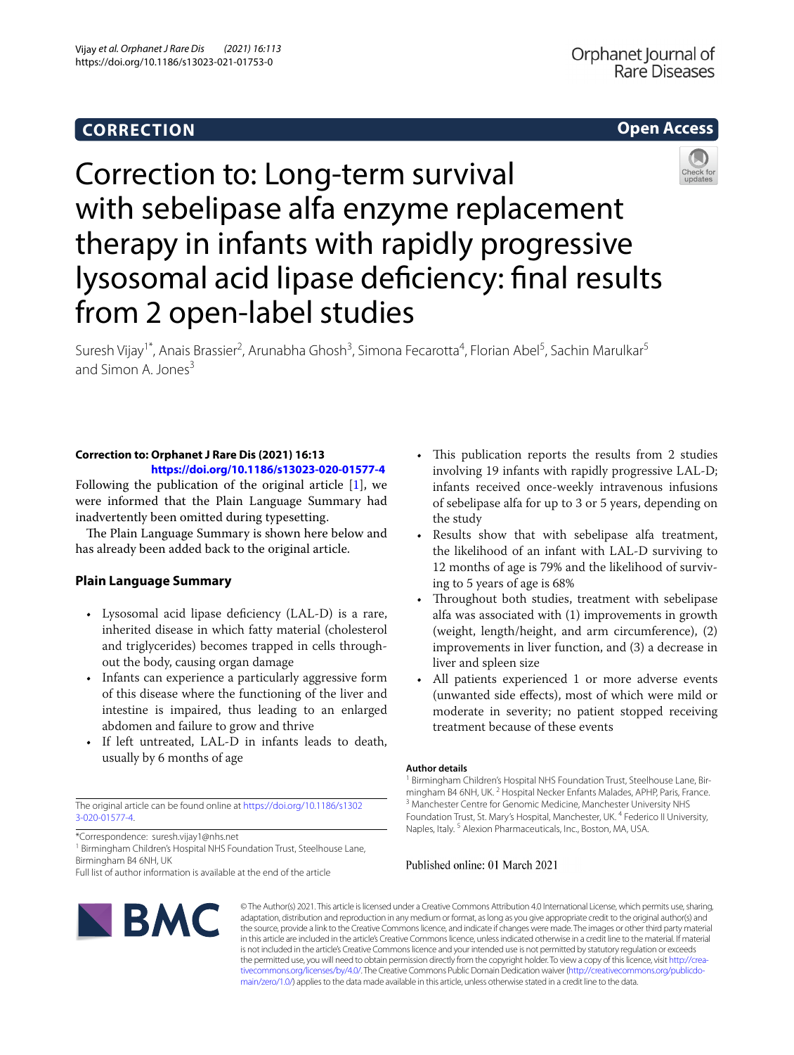CORRECTION

Open Access

# Correction to: Long-term survival with sebelipase alfa enzyme replacement therapy in infants with rapidly progressive lysosomal acid lipase deficiency: final results from 2 open-label studies

Suresh Vijay[1*], Anais Brassier[2], Arunabha Ghosh[3], Simona Fecarotta[4], Florian Abel[5], Sachin Marulkar[5] and Simon A. Jones[3]

**Correction to: Orphanet J Rare Dis (2021) 16:13**
**https://doi.org/10.1186/s13023-020-01577-4**

Following the publication of the original article [1], we were informed that the Plain Language Summary had inadvertently been omitted during typesetting.

The Plain Language Summary is shown here below and has already been added back to the original article.

## Plain Language Summary

- Lysosomal acid lipase deficiency (LAL-D) is a rare, inherited disease in which fatty material (cholesterol and triglycerides) becomes trapped in cells throughout the body, causing organ damage
- Infants can experience a particularly aggressive form of this disease where the functioning of the liver and intestine is impaired, thus leading to an enlarged abdomen and failure to grow and thrive
- If left untreated, LAL-D in infants leads to death, usually by 6 months of age
- This publication reports the results from 2 studies involving 19 infants with rapidly progressive LAL-D; infants received once-weekly intravenous infusions of sebelipase alfa for up to 3 or 5 years, depending on the study
- Results show that with sebelipase alfa treatment, the likelihood of an infant with LAL-D surviving to 12 months of age is 79% and the likelihood of surviving to 5 years of age is 68%
- Throughout both studies, treatment with sebelipase alfa was associated with (1) improvements in growth (weight, length/height, and arm circumference), (2) improvements in liver function, and (3) a decrease in liver and spleen size
- All patients experienced 1 or more adverse events (unwanted side effects), most of which were mild or moderate in severity; no patient stopped receiving treatment because of these events

The original article can be found online at https://doi.org/10.1186/s13023-020-01577-4.

*Correspondence: suresh.vijay1@nhs.net
[1] Birmingham Children's Hospital NHS Foundation Trust, Steelhouse Lane, Birmingham B4 6NH, UK
Full list of author information is available at the end of the article

#### Author details

[1] Birmingham Children's Hospital NHS Foundation Trust, Steelhouse Lane, Birmingham B4 6NH, UK. [2] Hospital Necker Enfants Malades, APHP, Paris, France. [3] Manchester Centre for Genomic Medicine, Manchester University NHS Foundation Trust, St. Mary's Hospital, Manchester, UK. [4] Federico II University, Naples, Italy. [5] Alexion Pharmaceuticals, Inc., Boston, MA, USA.

Published online: 01 March 2021

© The Author(s) 2021. This article is licensed under a Creative Commons Attribution 4.0 International License, which permits use, sharing, adaptation, distribution and reproduction in any medium or format, as long as you give appropriate credit to the original author(s) and the source, provide a link to the Creative Commons licence, and indicate if changes were made. The images or other third party material in this article are included in the article's Creative Commons licence, unless indicated otherwise in a credit line to the material. If material is not included in the article's Creative Commons licence and your intended use is not permitted by statutory regulation or exceeds the permitted use, you will need to obtain permission directly from the copyright holder. To view a copy of this licence, visit http://creativecommons.org/licenses/by/4.0/. The Creative Commons Public Domain Dedication waiver (http://creativecommons.org/publicdomain/zero/1.0/) applies to the data made available in this article, unless otherwise stated in a credit line to the data.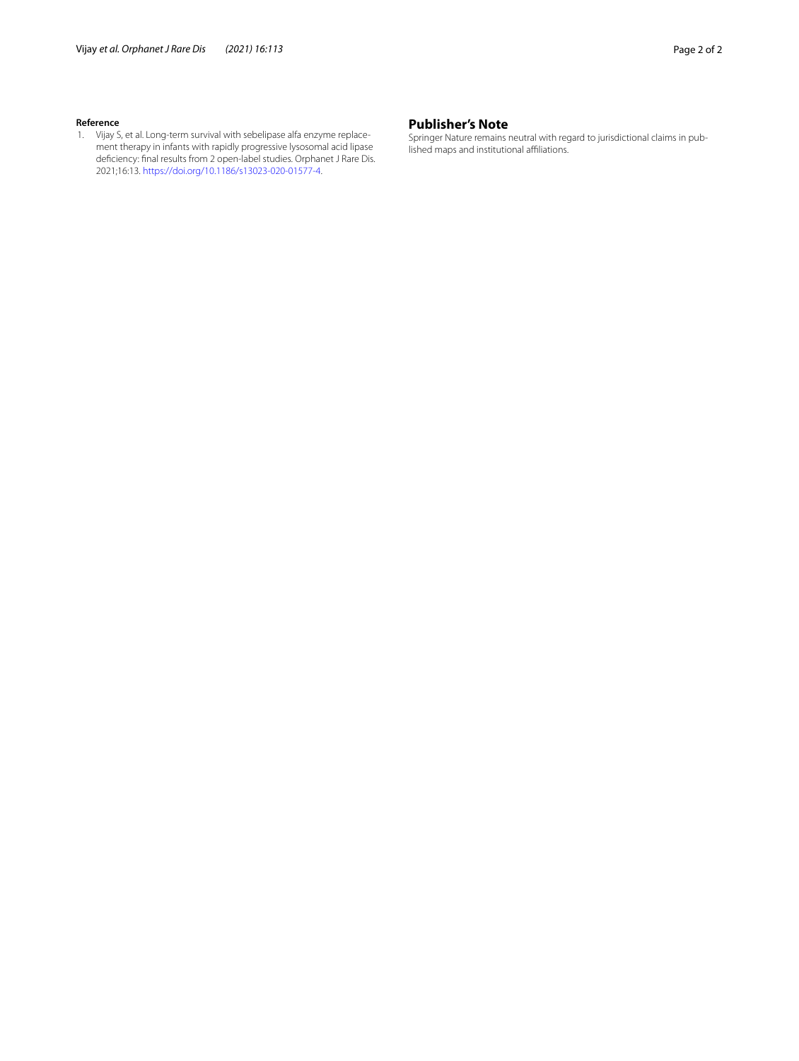### Reference

1. Vijay S, et al. Long-term survival with sebelipase alfa enzyme replacement therapy in infants with rapidly progressive lysosomal acid lipase deficiency: final results from 2 open-label studies. Orphanet J Rare Dis. 2021;16:13. https://doi.org/10.1186/s13023-020-01577-4.

## Publisher's Note

Springer Nature remains neutral with regard to jurisdictional claims in published maps and institutional affiliations.